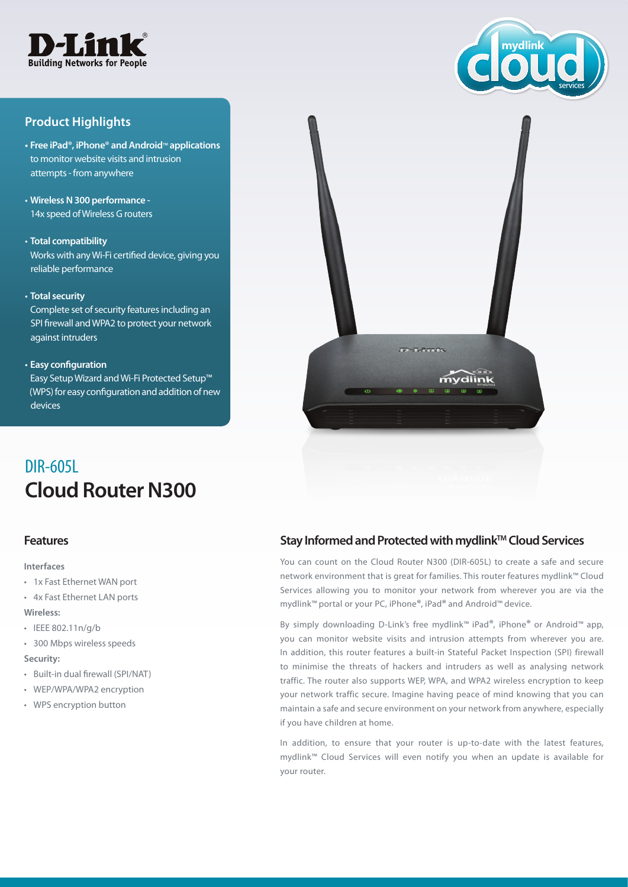# DIR-605L

# Cloud Router N300

## Product Highlights

- **Free iPad®, iPhone® and Android™ applications** to monitor website visits and intrusion attempts - from anywhere
- **Wireless N 300 performance -** 14x speed of Wireless G routers
- **Total compatibility** Works with any Wi-Fi certified device, giving you reliable performance
- **Total security** Complete set of security features including an SPI firewall and WPA2 to protect your network against intruders
- **Easy configuration** Easy Setup Wizard and Wi-Fi Protected Setup™ (WPS) for easy configuration and addition of new devices

## Features

**Interfaces**

- 1x Fast Ethernet WAN port
- 4x Fast Ethernet LAN ports

**Wireless:**

- IEEE 802.11n/g/b
- 300 Mbps wireless speeds

**Security:**

- Built-in dual firewall (SPI/NAT)
- WEP/WPA/WPA2 encryption
- WPS encryption button

## Stay Informed and Protected with mydlink™ Cloud Services

You can count on the Cloud Router N300 (DIR-605L) to create a safe and secure network environment that is great for families. This router features mydlink™ Cloud Services allowing you to monitor your network from wherever you are via the mydlink™ portal or your PC, iPhone®, iPad® and Android™ device.

By simply downloading D-Link's free mydlink™ iPad®, iPhone® or Android™ app, you can monitor website visits and intrusion attempts from wherever you are. In addition, this router features a built-in Stateful Packet Inspection (SPI) firewall to minimise the threats of hackers and intruders as well as analysing network traffic. The router also supports WEP, WPA, and WPA2 wireless encryption to keep your network traffic secure. Imagine having peace of mind knowing that you can maintain a safe and secure environment on your network from anywhere, especially if you have children at home.

In addition, to ensure that your router is up-to-date with the latest features, mydlink™ Cloud Services will even notify you when an update is available for your router.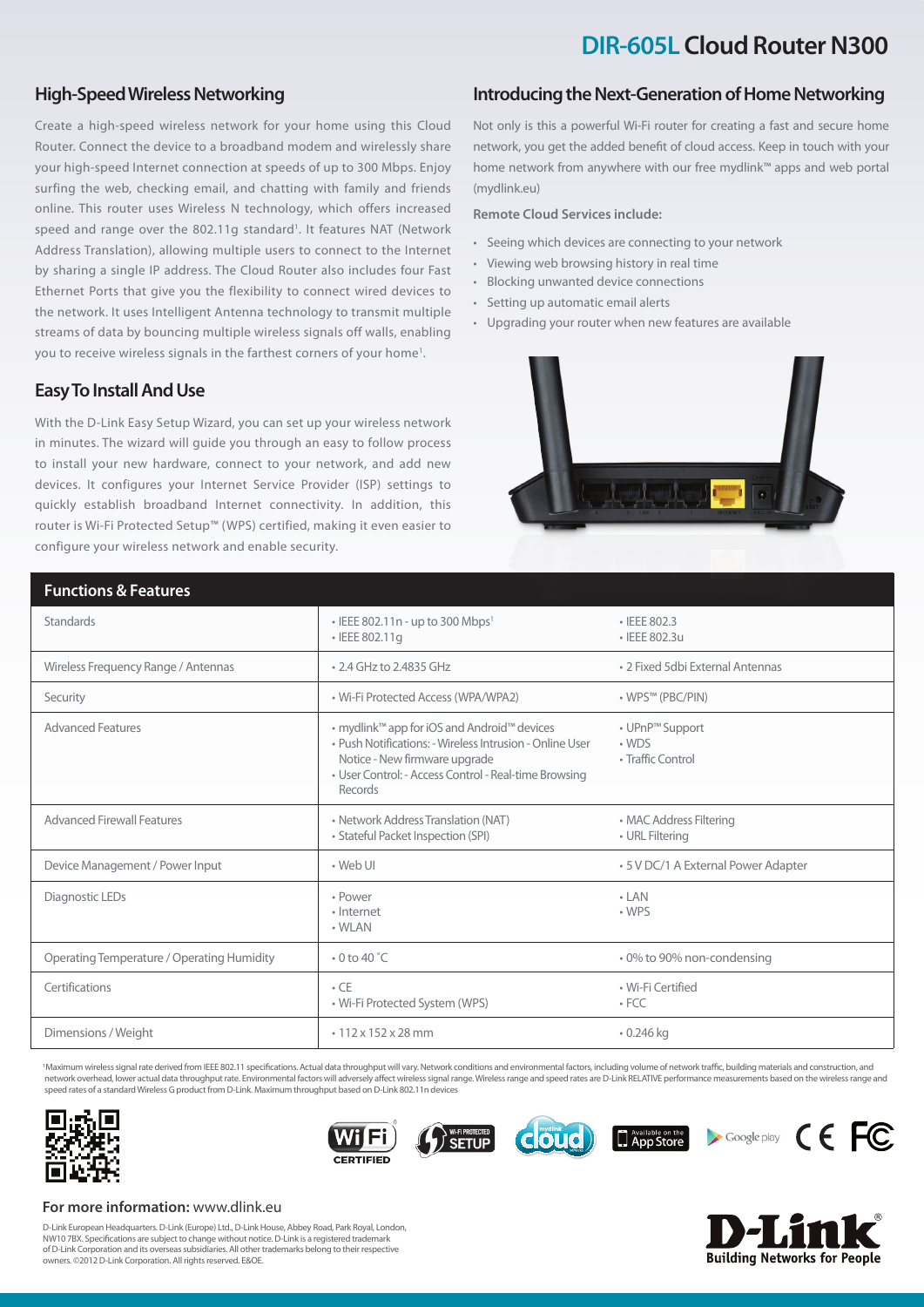# DIR-605L Cloud Router N300

## High-Speed Wireless Networking

Create a high-speed wireless network for your home using this Cloud Router. Connect the device to a broadband modem and wirelessly share your high-speed Internet connection at speeds of up to 300 Mbps. Enjoy surfing the web, checking email, and chatting with family and friends online. This router uses Wireless N technology, which offers increased speed and range over the 802.11g standard[1]. It features NAT (Network Address Translation), allowing multiple users to connect to the Internet by sharing a single IP address. The Cloud Router also includes four Fast Ethernet Ports that give you the flexibility to connect wired devices to the network. It uses Intelligent Antenna technology to transmit multiple streams of data by bouncing multiple wireless signals off walls, enabling you to receive wireless signals in the farthest corners of your home[1].

## Easy To Install And Use

With the D-Link Easy Setup Wizard, you can set up your wireless network in minutes. The wizard will guide you through an easy to follow process to install your new hardware, connect to your network, and add new devices. It configures your Internet Service Provider (ISP) settings to quickly establish broadband Internet connectivity. In addition, this router is Wi-Fi Protected Setup™ (WPS) certified, making it even easier to configure your wireless network and enable security.

## Introducing the Next-Generation of Home Networking

Not only is this a powerful Wi-Fi router for creating a fast and secure home network, you get the added benefit of cloud access. Keep in touch with your home network from anywhere with our free mydlink™ apps and web portal (mydlink.eu)

**Remote Cloud Services include:**

- Seeing which devices are connecting to your network
- Viewing web browsing history in real time
- Blocking unwanted device connections
- Setting up automatic email alerts
- Upgrading your router when new features are available

## Functions & Features

| | | |
|---|---|---|
| Standards | • IEEE 802.11n - up to 300 Mbps[1]<br>• IEEE 802.11g | • IEEE 802.3<br>• IEEE 802.3u |
| Wireless Frequency Range / Antennas | • 2.4 GHz to 2.4835 GHz | • 2 Fixed 5dbi External Antennas |
| Security | • Wi-Fi Protected Access (WPA/WPA2) | • WPS™ (PBC/PIN) |
| Advanced Features | • mydlink™ app for iOS and Android™ devices<br>• Push Notifications: - Wireless Intrusion - Online User Notice - New firmware upgrade<br>• User Control: - Access Control - Real-time Browsing Records | • UPnP™ Support<br>• WDS<br>• Traffic Control |
| Advanced Firewall Features | • Network Address Translation (NAT)<br>• Stateful Packet Inspection (SPI) | • MAC Address Filtering<br>• URL Filtering |
| Device Management / Power Input | • Web UI | • 5 V DC/1 A External Power Adapter |
| Diagnostic LEDs | • Power<br>• Internet<br>• WLAN | • LAN<br>• WPS |
| Operating Temperature / Operating Humidity | • 0 to 40 ˚C | • 0% to 90% non-condensing |
| Certifications | • CE<br>• Wi-Fi Protected System (WPS) | • Wi-Fi Certified<br>• FCC |
| Dimensions / Weight | • 112 x 152 x 28 mm | • 0.246 kg |

[1]Maximum wireless signal rate derived from IEEE 802.11 specifications. Actual data throughput will vary. Network conditions and environmental factors, including volume of network traffic, building materials and construction, and network overhead, lower actual data throughput rate. Environmental factors will adversely affect wireless signal range. Wireless range and speed rates are D-Link RELATIVE performance measurements based on the wireless range and speed rates of a standard Wireless G product from D-Link. Maximum throughput based on D-Link 802.11n devices

**For more information:** www.dlink.eu

D-Link European Headquarters. D-Link (Europe) Ltd., D-Link House, Abbey Road, Park Royal, London, NW10 7BX. Specifications are subject to change without notice. D-Link is a registered trademark of D-Link Corporation and its overseas subsidiaries. All other trademarks belong to their respective owners. ©2012 D-Link Corporation. All rights reserved. E&OE.

D-Link® Building Networks for People